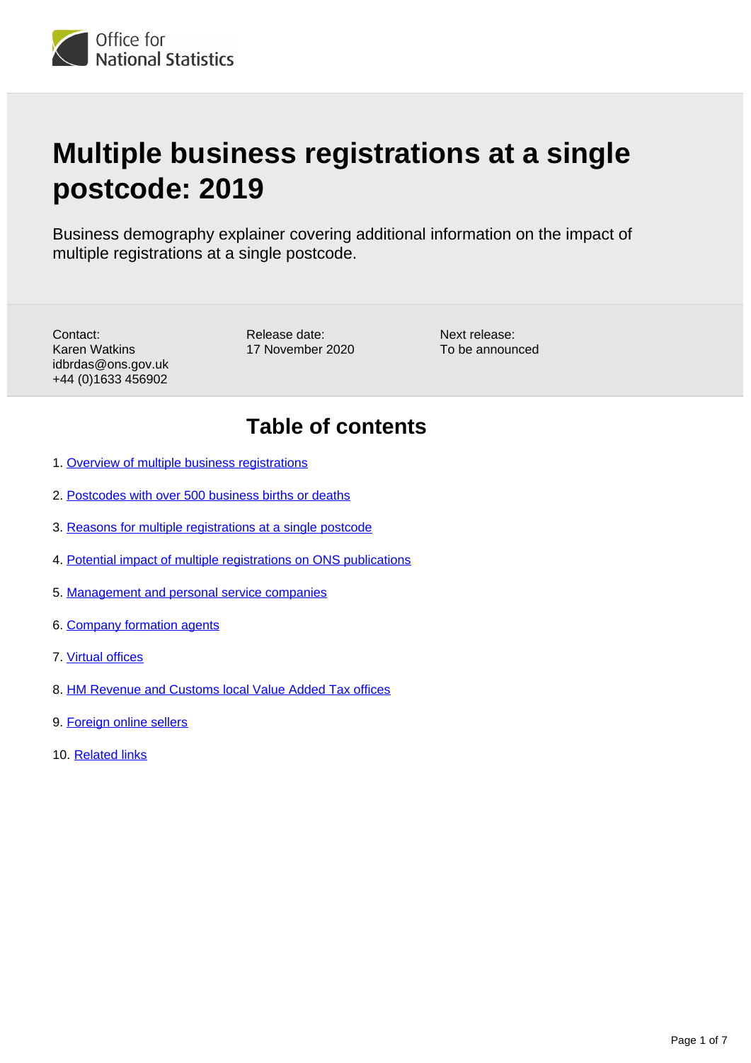# Multiple business registrations at a single postcode: 2019

Business demography explainer covering additional information on the impact of multiple registrations at a single postcode.

Contact:
Karen Watkins
idbrdas@ons.gov.uk
+44 (0)1633 456902

Release date:
17 November 2020

Next release:
To be announced

## Table of contents

1. Overview of multiple business registrations
2. Postcodes with over 500 business births or deaths
3. Reasons for multiple registrations at a single postcode
4. Potential impact of multiple registrations on ONS publications
5. Management and personal service companies
6. Company formation agents
7. Virtual offices
8. HM Revenue and Customs local Value Added Tax offices
9. Foreign online sellers
10. Related links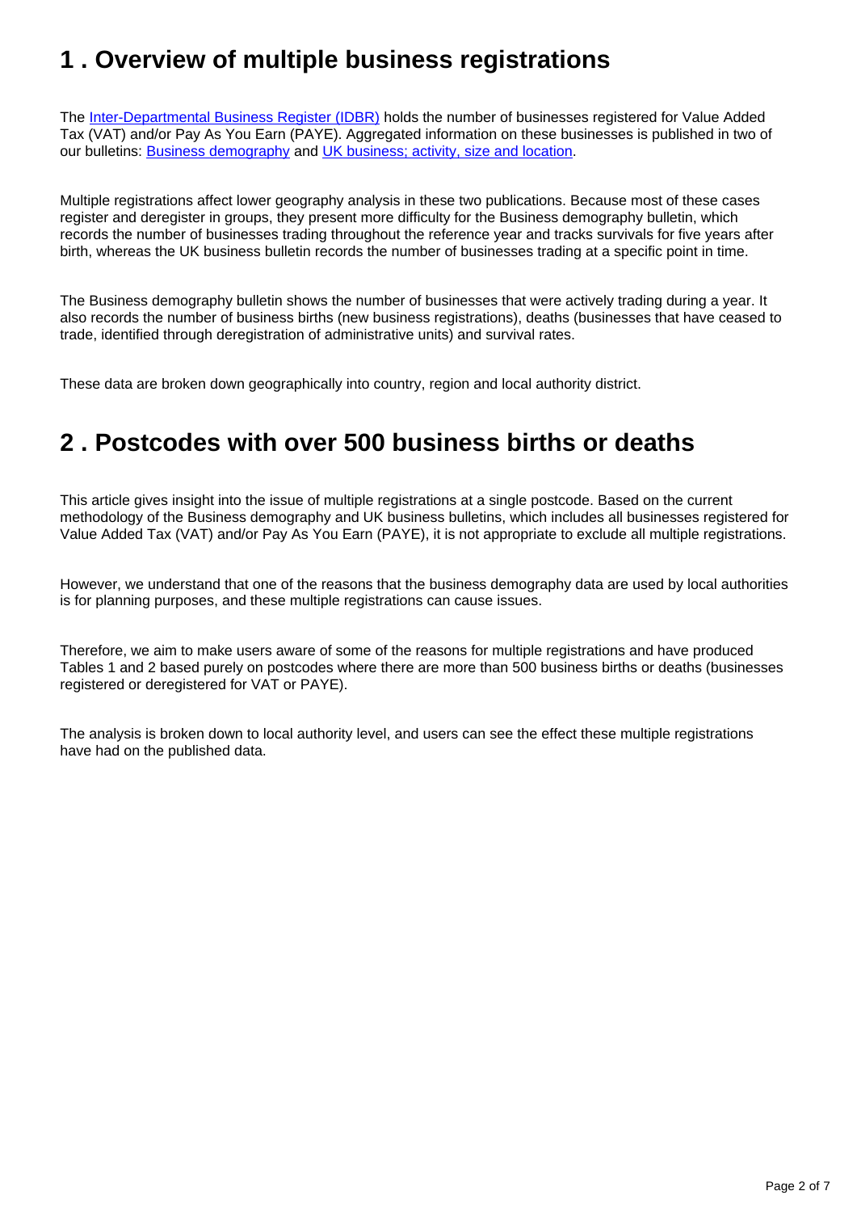## 1 . Overview of multiple business registrations

The [Inter-Departmental Business Register (IDBR)](#) holds the number of businesses registered for Value Added Tax (VAT) and/or Pay As You Earn (PAYE). Aggregated information on these businesses is published in two of our bulletins: [Business demography](#) and [UK business; activity, size and location](#).

Multiple registrations affect lower geography analysis in these two publications. Because most of these cases register and deregister in groups, they present more difficulty for the Business demography bulletin, which records the number of businesses trading throughout the reference year and tracks survivals for five years after birth, whereas the UK business bulletin records the number of businesses trading at a specific point in time.

The Business demography bulletin shows the number of businesses that were actively trading during a year. It also records the number of business births (new business registrations), deaths (businesses that have ceased to trade, identified through deregistration of administrative units) and survival rates.

These data are broken down geographically into country, region and local authority district.

## 2 . Postcodes with over 500 business births or deaths

This article gives insight into the issue of multiple registrations at a single postcode. Based on the current methodology of the Business demography and UK business bulletins, which includes all businesses registered for Value Added Tax (VAT) and/or Pay As You Earn (PAYE), it is not appropriate to exclude all multiple registrations.

However, we understand that one of the reasons that the business demography data are used by local authorities is for planning purposes, and these multiple registrations can cause issues.

Therefore, we aim to make users aware of some of the reasons for multiple registrations and have produced Tables 1 and 2 based purely on postcodes where there are more than 500 business births or deaths (businesses registered or deregistered for VAT or PAYE).

The analysis is broken down to local authority level, and users can see the effect these multiple registrations have had on the published data.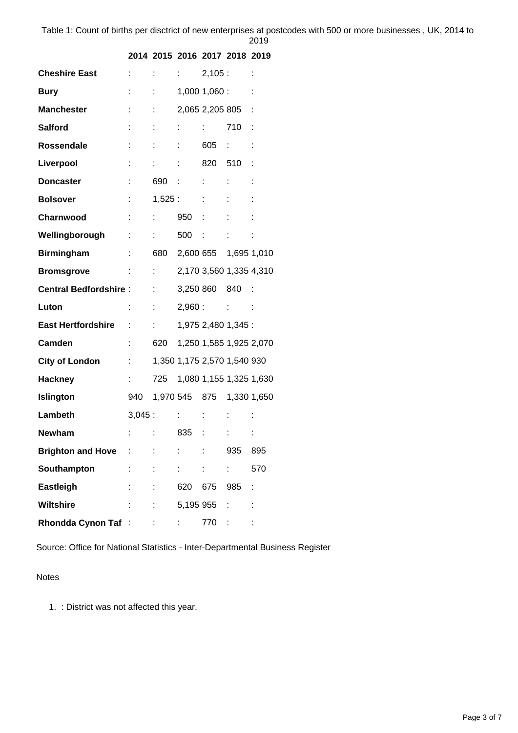Table 1: Count of births per disctrict of new enterprises at postcodes with 500 or more businesses , UK, 2014 to 2019

| | 2014 | 2015 | 2016 | 2017 | 2018 | 2019 |
|---|---|---|---|---|---|---|
| **Cheshire East** | : | : | : | 2,105 | : | : |
| **Bury** | : | : | 1,000 | 1,060 | : | : |
| **Manchester** | : | : | 2,065 | 2,205 | 805 | : |
| **Salford** | : | : | : | : | 710 | : |
| **Rossendale** | : | : | : | 605 | : | : |
| **Liverpool** | : | : | : | 820 | 510 | : |
| **Doncaster** | : | 690 | : | : | : | : |
| **Bolsover** | : | 1,525 | : | : | : | : |
| **Charnwood** | : | : | 950 | : | : | : |
| **Wellingborough** | : | : | 500 | : | : | : |
| **Birmingham** | : | 680 | 2,600 | 655 | 1,695 | 1,010 |
| **Bromsgrove** | : | : | 2,170 | 3,560 | 1,335 | 4,310 |
| **Central Bedfordshire** | : | : | 3,250 | 860 | 840 | : |
| **Luton** | : | : | 2,960 | : | : | : |
| **East Hertfordshire** | : | : | 1,975 | 2,480 | 1,345 | : |
| **Camden** | : | 620 | 1,250 | 1,585 | 1,925 | 2,070 |
| **City of London** | : | 1,350 | 1,175 | 2,570 | 1,540 | 930 |
| **Hackney** | : | 725 | 1,080 | 1,155 | 1,325 | 1,630 |
| **Islington** | 940 | 1,970 | 545 | 875 | 1,330 | 1,650 |
| **Lambeth** | 3,045 | : | : | : | : | : |
| **Newham** | : | : | 835 | : | : | : |
| **Brighton and Hove** | : | : | : | : | 935 | 895 |
| **Southampton** | : | : | : | : | : | 570 |
| **Eastleigh** | : | : | 620 | 675 | 985 | : |
| **Wiltshire** | : | : | 5,195 | 955 | : | : |
| **Rhondda Cynon Taf** | : | : | : | 770 | : | : |

Source: Office for National Statistics - Inter-Departmental Business Register

Notes

1. : District was not affected this year.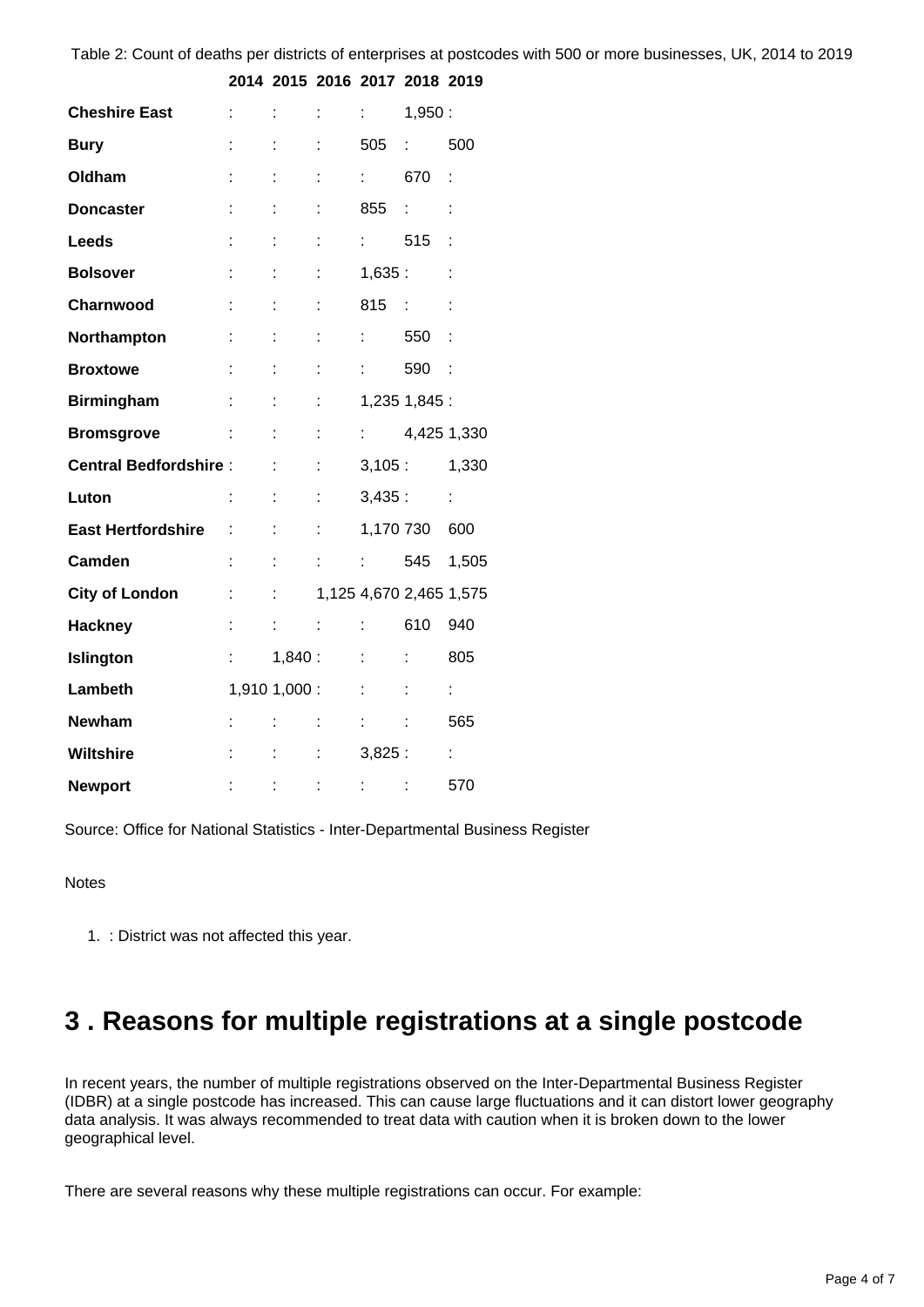Table 2: Count of deaths per districts of enterprises at postcodes with 500 or more businesses, UK, 2014 to 2019

| | 2014 | 2015 | 2016 | 2017 | 2018 | 2019 |
|---|---|---|---|---|---|---|
| **Cheshire East** | : | : | : | : | 1,950 | : |
| **Bury** | : | : | : | 505 | : | 500 |
| **Oldham** | : | : | : | : | 670 | : |
| **Doncaster** | : | : | : | 855 | : | : |
| **Leeds** | : | : | : | : | 515 | : |
| **Bolsover** | : | : | : | 1,635 | : | : |
| **Charnwood** | : | : | : | 815 | : | : |
| **Northampton** | : | : | : | : | 550 | : |
| **Broxtowe** | : | : | : | : | 590 | : |
| **Birmingham** | : | : | : | 1,235 | 1,845 | : |
| **Bromsgrove** | : | : | : | : | 4,425 | 1,330 |
| **Central Bedfordshire** | : | : | : | 3,105 | : | 1,330 |
| **Luton** | : | : | : | 3,435 | : | : |
| **East Hertfordshire** | : | : | : | 1,170 | 730 | 600 |
| **Camden** | : | : | : | : | 545 | 1,505 |
| **City of London** | : | : | 1,125 | 4,670 | 2,465 | 1,575 |
| **Hackney** | : | : | : | : | 610 | 940 |
| **Islington** | : | 1,840 | : | : | : | 805 |
| **Lambeth** | 1,910 | 1,000 | : | : | : | : |
| **Newham** | : | : | : | : | : | 565 |
| **Wiltshire** | : | : | : | 3,825 | : | : |
| **Newport** | : | : | : | : | : | 570 |

Source: Office for National Statistics - Inter-Departmental Business Register

Notes

1. : District was not affected this year.

# 3 . Reasons for multiple registrations at a single postcode

In recent years, the number of multiple registrations observed on the Inter-Departmental Business Register (IDBR) at a single postcode has increased. This can cause large fluctuations and it can distort lower geography data analysis. It was always recommended to treat data with caution when it is broken down to the lower geographical level.

There are several reasons why these multiple registrations can occur. For example: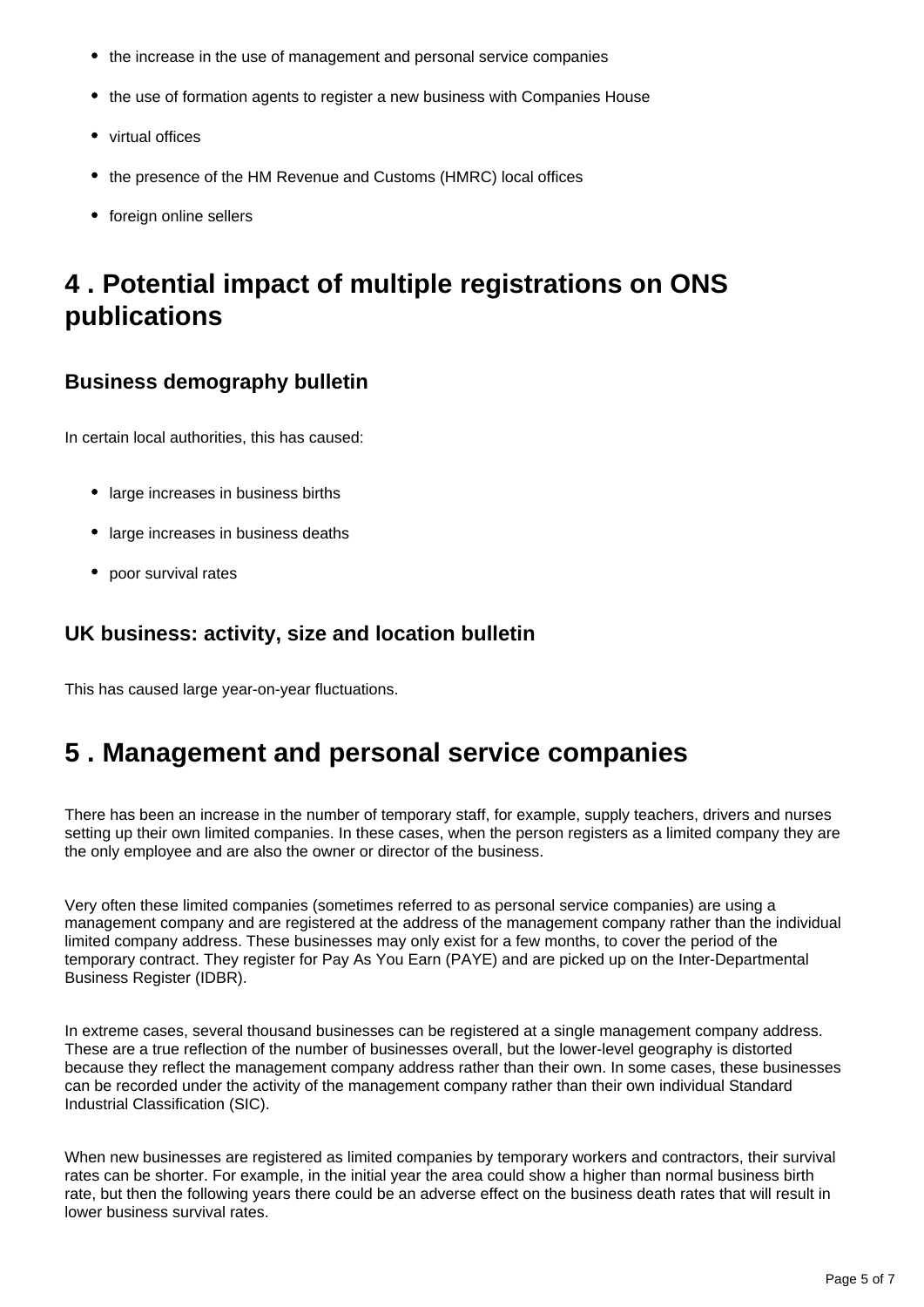- the increase in the use of management and personal service companies
- the use of formation agents to register a new business with Companies House
- virtual offices
- the presence of the HM Revenue and Customs (HMRC) local offices
- foreign online sellers

## 4 . Potential impact of multiple registrations on ONS publications

### Business demography bulletin

In certain local authorities, this has caused:

- large increases in business births
- large increases in business deaths
- poor survival rates

### UK business: activity, size and location bulletin

This has caused large year-on-year fluctuations.

## 5 . Management and personal service companies

There has been an increase in the number of temporary staff, for example, supply teachers, drivers and nurses setting up their own limited companies. In these cases, when the person registers as a limited company they are the only employee and are also the owner or director of the business.

Very often these limited companies (sometimes referred to as personal service companies) are using a management company and are registered at the address of the management company rather than the individual limited company address. These businesses may only exist for a few months, to cover the period of the temporary contract. They register for Pay As You Earn (PAYE) and are picked up on the Inter-Departmental Business Register (IDBR).

In extreme cases, several thousand businesses can be registered at a single management company address. These are a true reflection of the number of businesses overall, but the lower-level geography is distorted because they reflect the management company address rather than their own. In some cases, these businesses can be recorded under the activity of the management company rather than their own individual Standard Industrial Classification (SIC).

When new businesses are registered as limited companies by temporary workers and contractors, their survival rates can be shorter. For example, in the initial year the area could show a higher than normal business birth rate, but then the following years there could be an adverse effect on the business death rates that will result in lower business survival rates.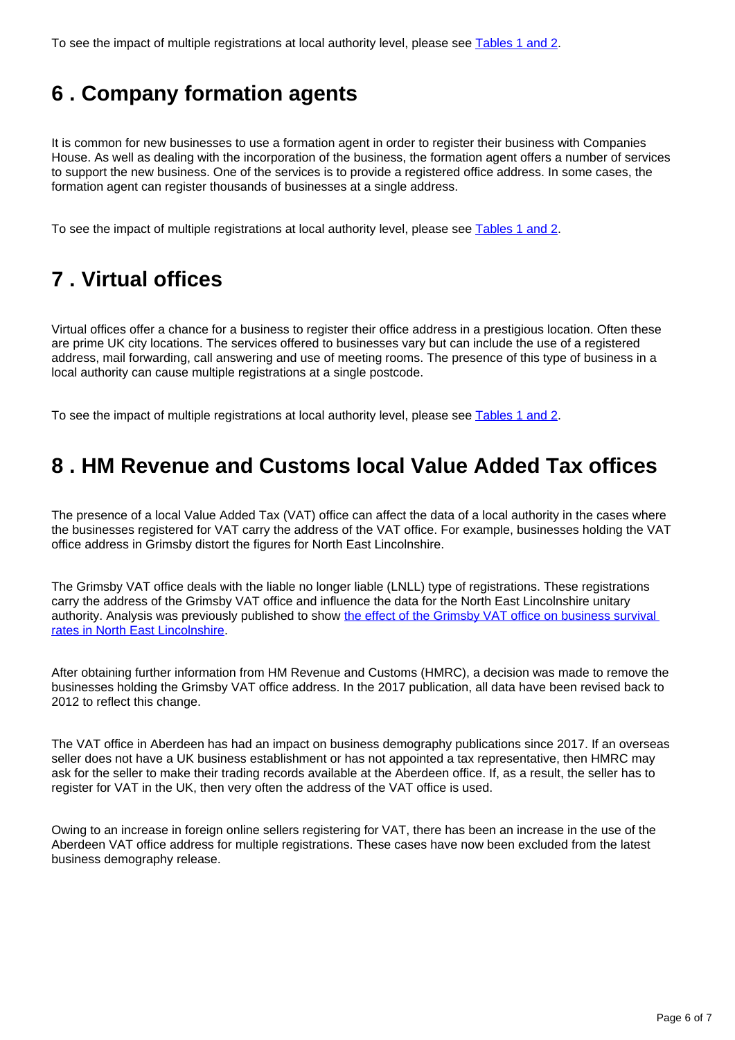To see the impact of multiple registrations at local authority level, please see [Tables 1 and 2](#).

## 6 . Company formation agents

It is common for new businesses to use a formation agent in order to register their business with Companies House. As well as dealing with the incorporation of the business, the formation agent offers a number of services to support the new business. One of the services is to provide a registered office address. In some cases, the formation agent can register thousands of businesses at a single address.

To see the impact of multiple registrations at local authority level, please see [Tables 1 and 2](#).

## 7 . Virtual offices

Virtual offices offer a chance for a business to register their office address in a prestigious location. Often these are prime UK city locations. The services offered to businesses vary but can include the use of a registered address, mail forwarding, call answering and use of meeting rooms. The presence of this type of business in a local authority can cause multiple registrations at a single postcode.

To see the impact of multiple registrations at local authority level, please see [Tables 1 and 2](#).

## 8 . HM Revenue and Customs local Value Added Tax offices

The presence of a local Value Added Tax (VAT) office can affect the data of a local authority in the cases where the businesses registered for VAT carry the address of the VAT office. For example, businesses holding the VAT office address in Grimsby distort the figures for North East Lincolnshire.

The Grimsby VAT office deals with the liable no longer liable (LNLL) type of registrations. These registrations carry the address of the Grimsby VAT office and influence the data for the North East Lincolnshire unitary authority. Analysis was previously published to show [the effect of the Grimsby VAT office on business survival rates in North East Lincolnshire](#).

After obtaining further information from HM Revenue and Customs (HMRC), a decision was made to remove the businesses holding the Grimsby VAT office address. In the 2017 publication, all data have been revised back to 2012 to reflect this change.

The VAT office in Aberdeen has had an impact on business demography publications since 2017. If an overseas seller does not have a UK business establishment or has not appointed a tax representative, then HMRC may ask for the seller to make their trading records available at the Aberdeen office. If, as a result, the seller has to register for VAT in the UK, then very often the address of the VAT office is used.

Owing to an increase in foreign online sellers registering for VAT, there has been an increase in the use of the Aberdeen VAT office address for multiple registrations. These cases have now been excluded from the latest business demography release.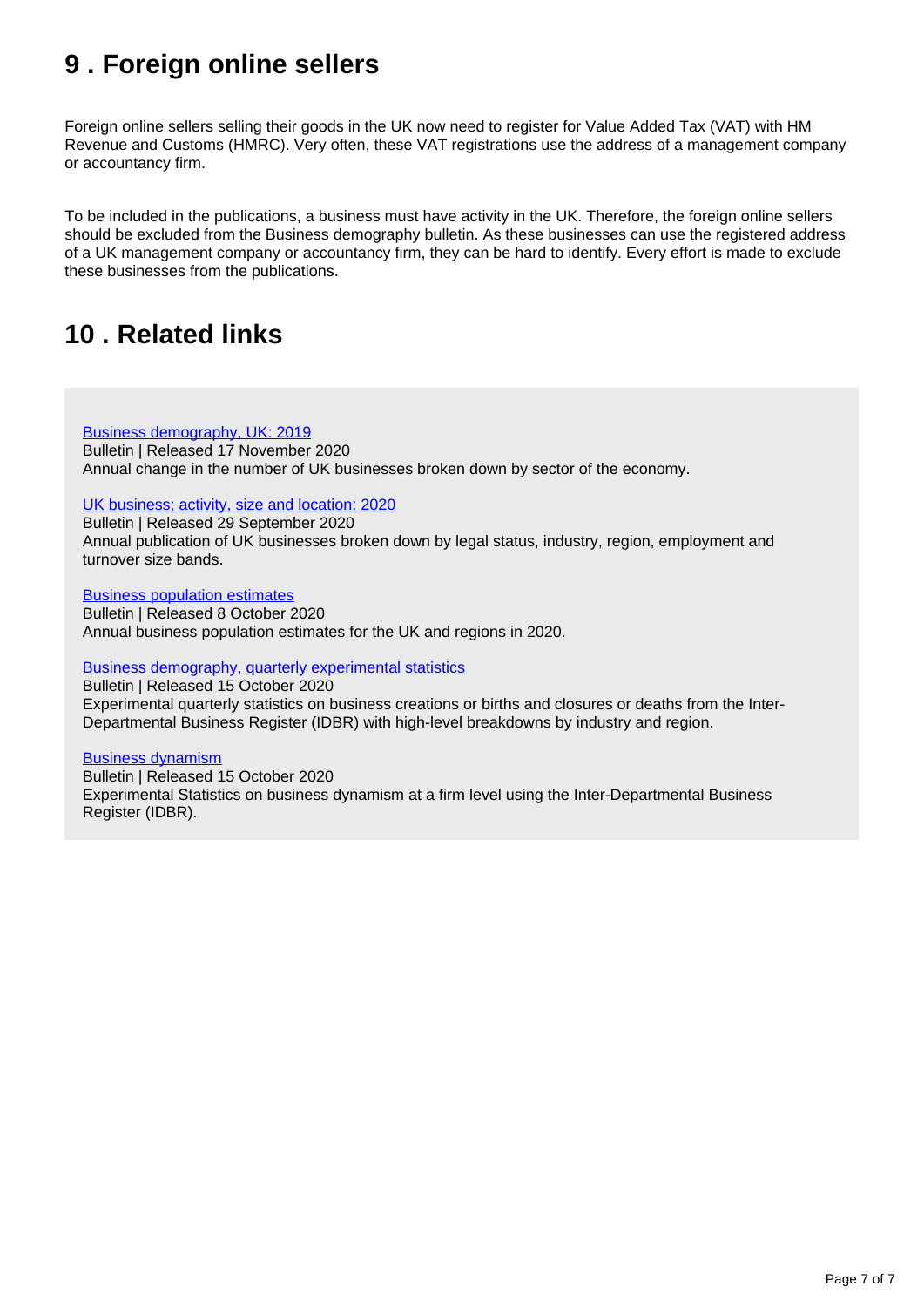## 9 . Foreign online sellers

Foreign online sellers selling their goods in the UK now need to register for Value Added Tax (VAT) with HM Revenue and Customs (HMRC). Very often, these VAT registrations use the address of a management company or accountancy firm.

To be included in the publications, a business must have activity in the UK. Therefore, the foreign online sellers should be excluded from the Business demography bulletin. As these businesses can use the registered address of a UK management company or accountancy firm, they can be hard to identify. Every effort is made to exclude these businesses from the publications.

## 10 . Related links

Business demography, UK: 2019
Bulletin | Released 17 November 2020
Annual change in the number of UK businesses broken down by sector of the economy.

UK business; activity, size and location: 2020
Bulletin | Released 29 September 2020
Annual publication of UK businesses broken down by legal status, industry, region, employment and turnover size bands.

Business population estimates
Bulletin | Released 8 October 2020
Annual business population estimates for the UK and regions in 2020.

Business demography, quarterly experimental statistics
Bulletin | Released 15 October 2020
Experimental quarterly statistics on business creations or births and closures or deaths from the Inter-Departmental Business Register (IDBR) with high-level breakdowns by industry and region.

Business dynamism
Bulletin | Released 15 October 2020
Experimental Statistics on business dynamism at a firm level using the Inter-Departmental Business Register (IDBR).